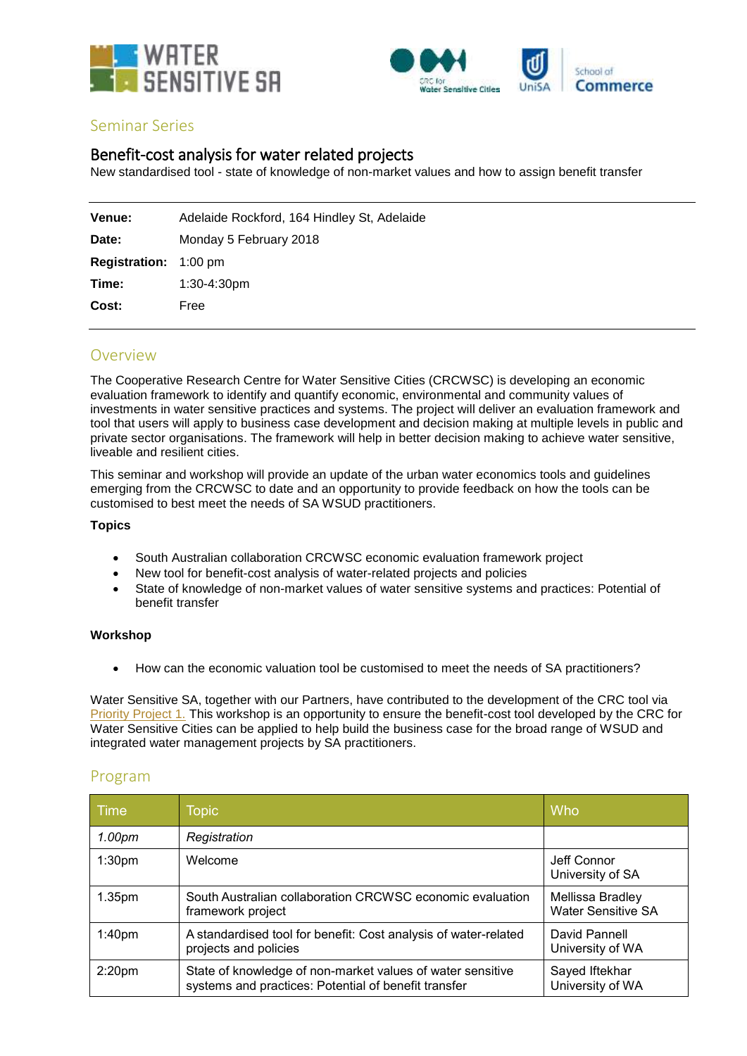# Seminar Series

## Benefit-cost analysis for water related projects

New standardised tool - state of knowledge of non-market values and how to assign benefit transfer

| | |
|---|---|
| **Venue:** | Adelaide Rockford, 164 Hindley St, Adelaide |
| **Date:** | Monday 5 February 2018 |
| **Registration:** | 1:00 pm |
| **Time:** | 1:30-4:30pm |
| **Cost:** | Free |

## Overview

The Cooperative Research Centre for Water Sensitive Cities (CRCWSC) is developing an economic evaluation framework to identify and quantify economic, environmental and community values of investments in water sensitive practices and systems. The project will deliver an evaluation framework and tool that users will apply to business case development and decision making at multiple levels in public and private sector organisations. The framework will help in better decision making to achieve water sensitive, liveable and resilient cities.

This seminar and workshop will provide an update of the urban water economics tools and guidelines emerging from the CRCWSC to date and an opportunity to provide feedback on how the tools can be customised to best meet the needs of SA WSUD practitioners.

**Topics**

- South Australian collaboration CRCWSC economic evaluation framework project
- New tool for benefit-cost analysis of water-related projects and policies
- State of knowledge of non-market values of water sensitive systems and practices: Potential of benefit transfer

**Workshop**

- How can the economic valuation tool be customised to meet the needs of SA practitioners?

Water Sensitive SA, together with our Partners, have contributed to the development of the CRC tool via Priority Project 1. This workshop is an opportunity to ensure the benefit-cost tool developed by the CRC for Water Sensitive Cities can be applied to help build the business case for the broad range of WSUD and integrated water management projects by SA practitioners.

## Program

| Time | Topic | Who |
|---|---|---|
| *1.00pm* | *Registration* | |
| 1:30pm | Welcome | Jeff Connor<br>University of SA |
| 1.35pm | South Australian collaboration CRCWSC economic evaluation framework project | Mellissa Bradley<br>Water Sensitive SA |
| 1:40pm | A standardised tool for benefit: Cost analysis of water-related projects and policies | David Pannell<br>University of WA |
| 2:20pm | State of knowledge of non-market values of water sensitive systems and practices: Potential of benefit transfer | Sayed Iftekhar<br>University of WA |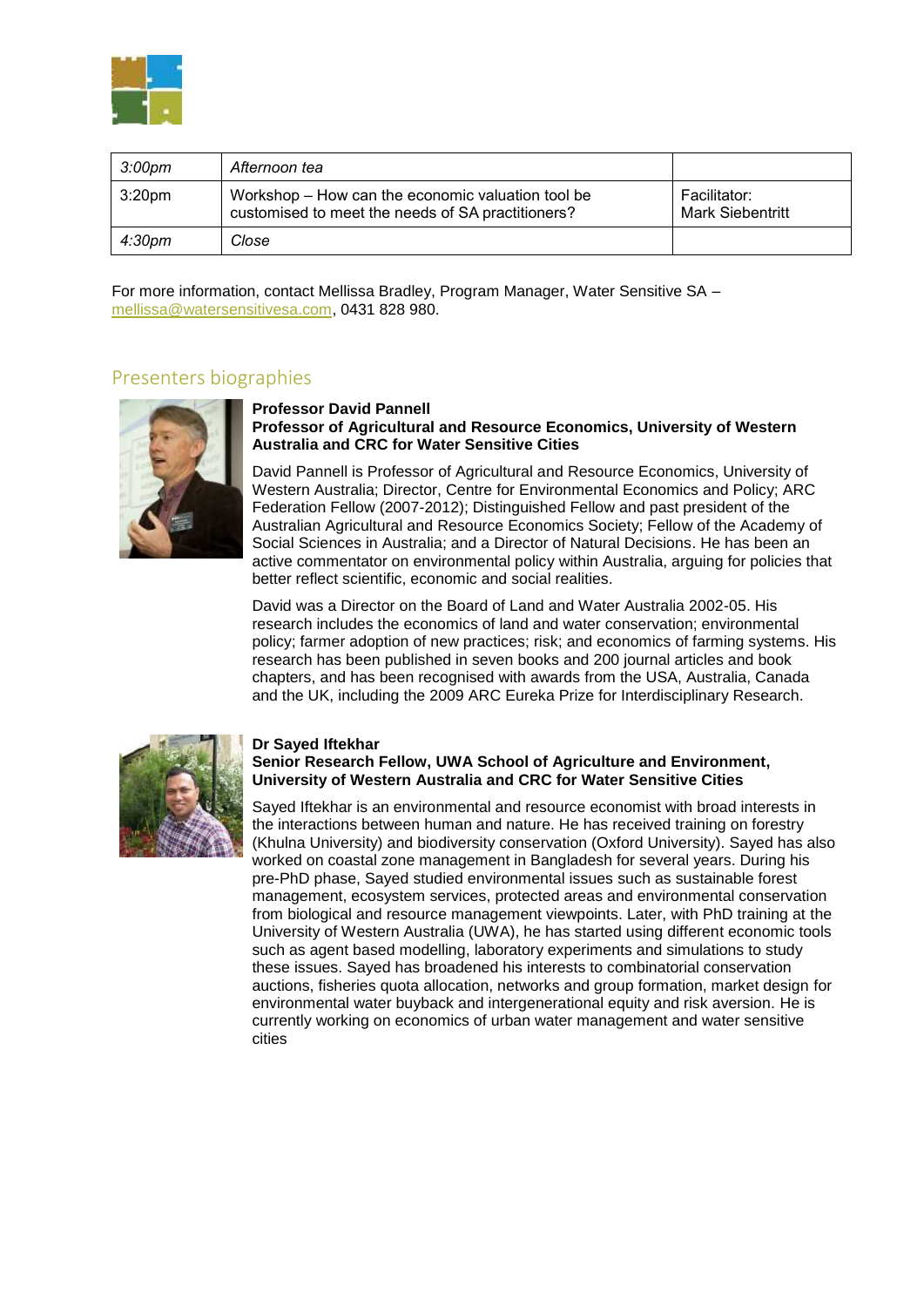| | | |
|---|---|---|
| *3:00pm* | *Afternoon tea* | |
| 3:20pm | Workshop – How can the economic valuation tool be customised to meet the needs of SA practitioners? | Facilitator: Mark Siebentritt |
| *4:30pm* | *Close* | |

For more information, contact Mellissa Bradley, Program Manager, Water Sensitive SA – mellissa@watersensitivesa.com, 0431 828 980.

## Presenters biographies

**Professor David Pannell**
**Professor of Agricultural and Resource Economics, University of Western Australia and CRC for Water Sensitive Cities**

David Pannell is Professor of Agricultural and Resource Economics, University of Western Australia; Director, Centre for Environmental Economics and Policy; ARC Federation Fellow (2007-2012); Distinguished Fellow and past president of the Australian Agricultural and Resource Economics Society; Fellow of the Academy of Social Sciences in Australia; and a Director of Natural Decisions. He has been an active commentator on environmental policy within Australia, arguing for policies that better reflect scientific, economic and social realities.

David was a Director on the Board of Land and Water Australia 2002-05. His research includes the economics of land and water conservation; environmental policy; farmer adoption of new practices; risk; and economics of farming systems. His research has been published in seven books and 200 journal articles and book chapters, and has been recognised with awards from the USA, Australia, Canada and the UK, including the 2009 ARC Eureka Prize for Interdisciplinary Research.

**Dr Sayed Iftekhar**
**Senior Research Fellow, UWA School of Agriculture and Environment, University of Western Australia and CRC for Water Sensitive Cities**

Sayed Iftekhar is an environmental and resource economist with broad interests in the interactions between human and nature. He has received training on forestry (Khulna University) and biodiversity conservation (Oxford University). Sayed has also worked on coastal zone management in Bangladesh for several years. During his pre-PhD phase, Sayed studied environmental issues such as sustainable forest management, ecosystem services, protected areas and environmental conservation from biological and resource management viewpoints. Later, with PhD training at the University of Western Australia (UWA), he has started using different economic tools such as agent based modelling, laboratory experiments and simulations to study these issues. Sayed has broadened his interests to combinatorial conservation auctions, fisheries quota allocation, networks and group formation, market design for environmental water buyback and intergenerational equity and risk aversion. He is currently working on economics of urban water management and water sensitive cities